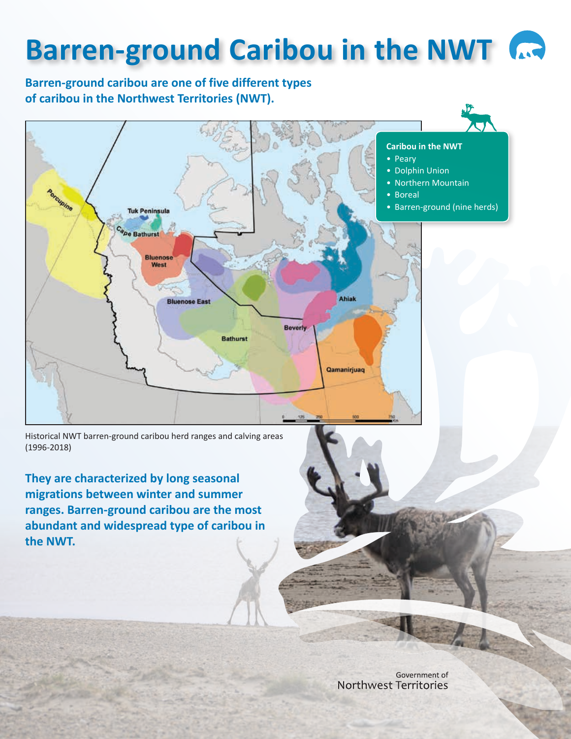# Barren-ground Caribou in the NWT

**Barren-ground caribou are one of five different types of caribou in the Northwest Territories (NWT).**

**Caribou in the NWT**

- Peary
- Dolphin Union
- Northern Mountain
- Boreal
- Barren-ground (nine herds)

Historical NWT barren-ground caribou herd ranges and calving areas (1996-2018)

**They are characterized by long seasonal migrations between winter and summer ranges. Barren-ground caribou are the most abundant and widespread type of caribou in the NWT.**

Government of Northwest Territories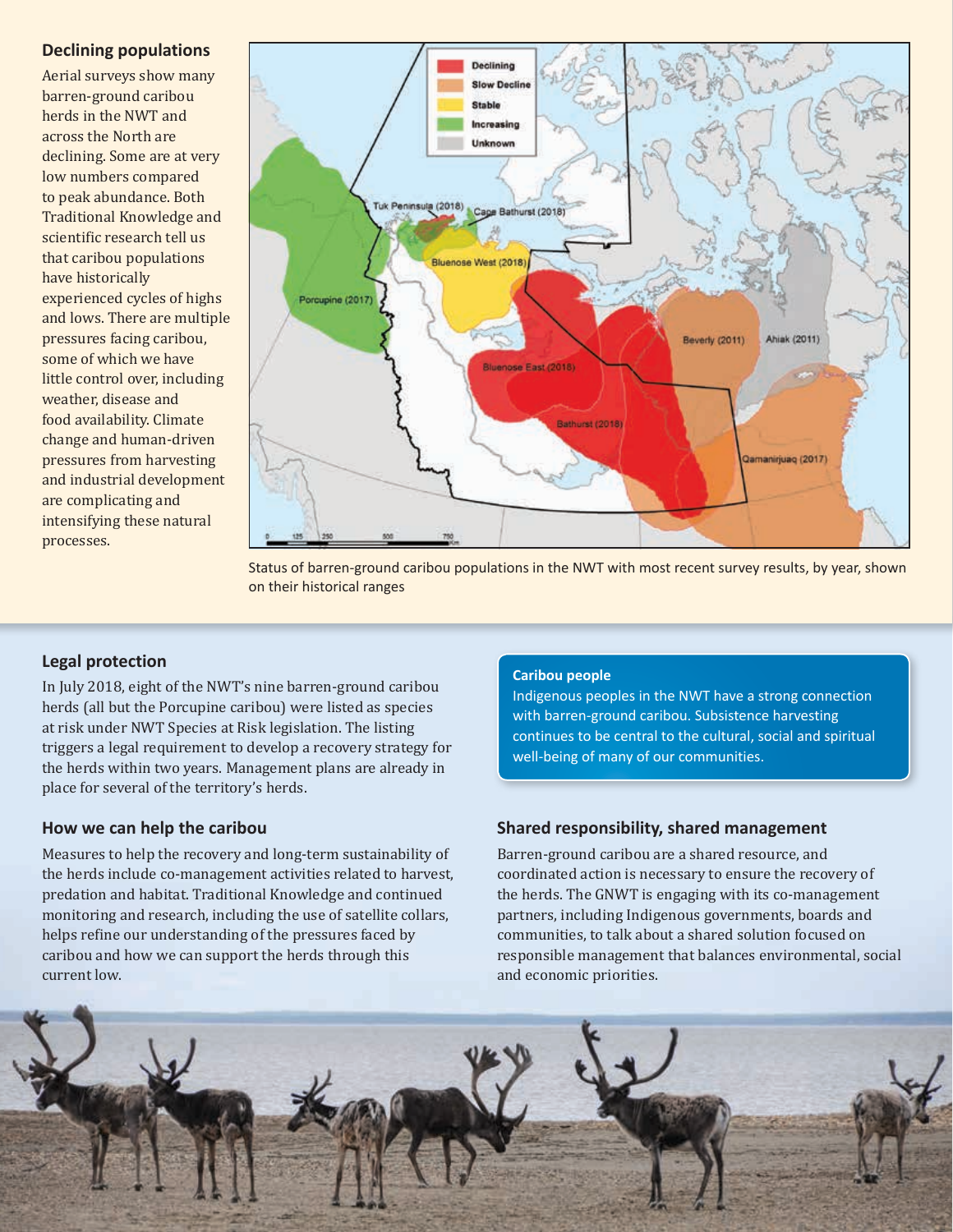## Declining populations

Aerial surveys show many barren-ground caribou herds in the NWT and across the North are declining. Some are at very low numbers compared to peak abundance. Both Traditional Knowledge and scientific research tell us that caribou populations have historically experienced cycles of highs and lows. There are multiple pressures facing caribou, some of which we have little control over, including weather, disease and food availability. Climate change and human-driven pressures from harvesting and industrial development are complicating and intensifying these natural processes.

Declining
Slow Decline
Stable
Increasing
Unknown

Tuk Peninsula (2018)
Cape Bathurst (2018)
Bluenose West (2018)
Porcupine (2017)
Beverly (2011)
Ahiak (2011)
Bluenose East (2018)
Bathurst (2018)
Qamanirjuaq (2017)

0 125 250 500 750 Km

Status of barren-ground caribou populations in the NWT with most recent survey results, by year, shown on their historical ranges

## Legal protection

In July 2018, eight of the NWT's nine barren-ground caribou herds (all but the Porcupine caribou) were listed as species at risk under NWT Species at Risk legislation. The listing triggers a legal requirement to develop a recovery strategy for the herds within two years. Management plans are already in place for several of the territory's herds.

## How we can help the caribou

Measures to help the recovery and long-term sustainability of the herds include co-management activities related to harvest, predation and habitat. Traditional Knowledge and continued monitoring and research, including the use of satellite collars, helps refine our understanding of the pressures faced by caribou and how we can support the herds through this current low.

### Caribou people

Indigenous peoples in the NWT have a strong connection with barren-ground caribou. Subsistence harvesting continues to be central to the cultural, social and spiritual well-being of many of our communities.

## Shared responsibility, shared management

Barren-ground caribou are a shared resource, and coordinated action is necessary to ensure the recovery of the herds. The GNWT is engaging with its co-management partners, including Indigenous governments, boards and communities, to talk about a shared solution focused on responsible management that balances environmental, social and economic priorities.